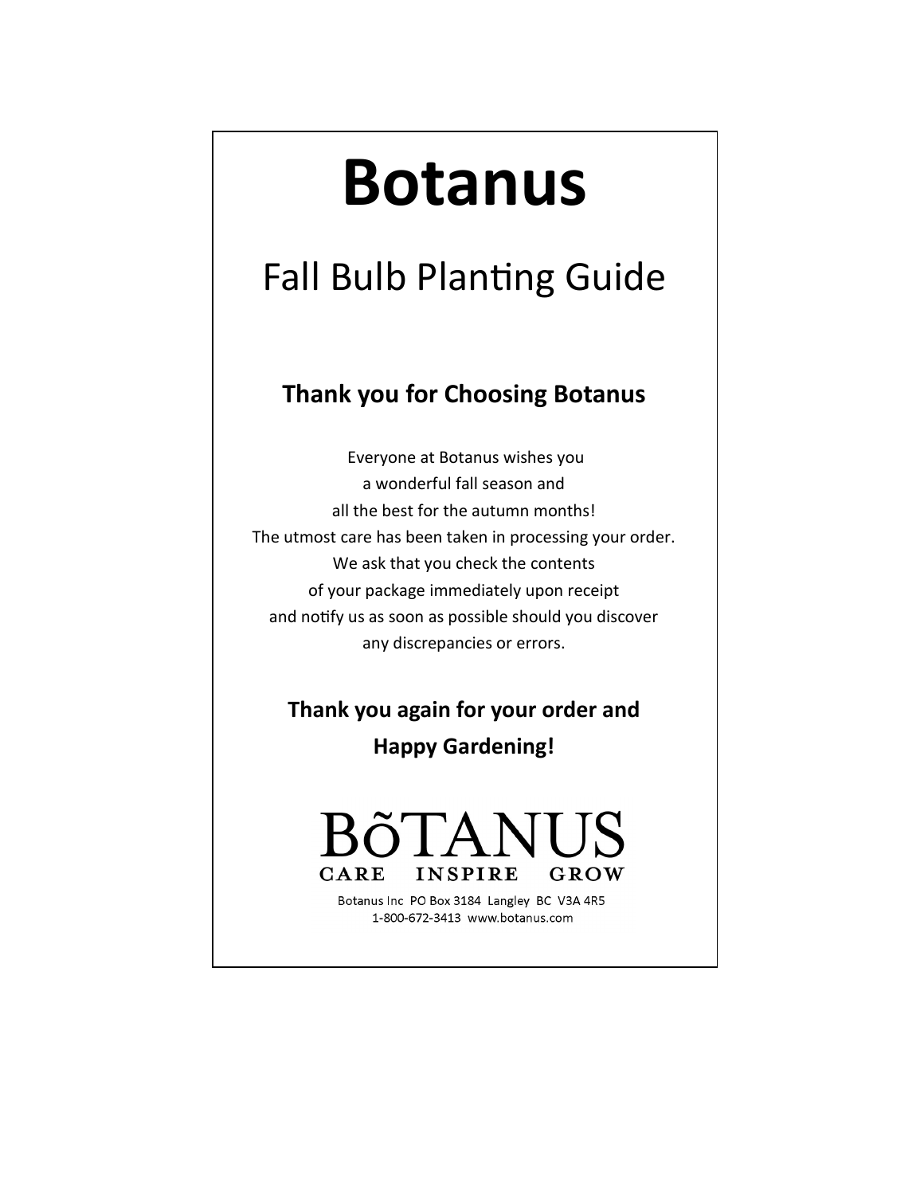# Botanus

## Fall Bulb Planting Guide

### Thank you for Choosing Botanus

Everyone at Botanus wishes you
a wonderful fall season and
all the best for the autumn months!
The utmost care has been taken in processing your order.
We ask that you check the contents
of your package immediately upon receipt
and notify us as soon as possible should you discover
any discrepancies or errors.

**Thank you again for your order and**
**Happy Gardening!**

BõTANUS
CARE INSPIRE GROW

Botanus Inc PO Box 3184 Langley BC V3A 4R5
1-800-672-3413 www.botanus.com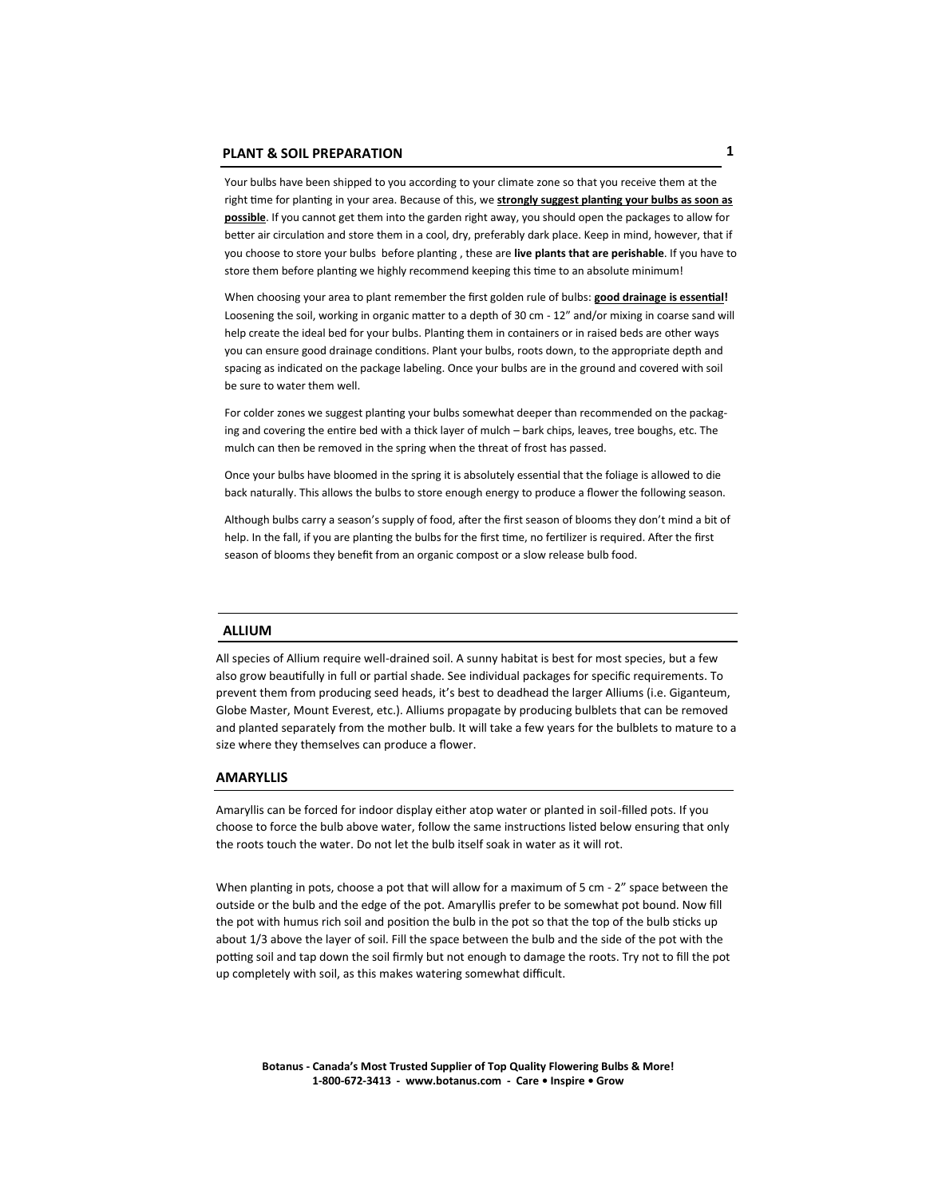## PLANT & SOIL PREPARATION

Your bulbs have been shipped to you according to your climate zone so that you receive them at the right time for planting in your area. Because of this, we **strongly suggest planting your bulbs as soon as possible**. If you cannot get them into the garden right away, you should open the packages to allow for better air circulation and store them in a cool, dry, preferably dark place. Keep in mind, however, that if you choose to store your bulbs before planting , these are **live plants that are perishable**. If you have to store them before planting we highly recommend keeping this time to an absolute minimum!

When choosing your area to plant remember the first golden rule of bulbs: **good drainage is essential!** Loosening the soil, working in organic matter to a depth of 30 cm - 12" and/or mixing in coarse sand will help create the ideal bed for your bulbs. Planting them in containers or in raised beds are other ways you can ensure good drainage conditions. Plant your bulbs, roots down, to the appropriate depth and spacing as indicated on the package labeling. Once your bulbs are in the ground and covered with soil be sure to water them well.

For colder zones we suggest planting your bulbs somewhat deeper than recommended on the packaging and covering the entire bed with a thick layer of mulch – bark chips, leaves, tree boughs, etc. The mulch can then be removed in the spring when the threat of frost has passed.

Once your bulbs have bloomed in the spring it is absolutely essential that the foliage is allowed to die back naturally. This allows the bulbs to store enough energy to produce a flower the following season.

Although bulbs carry a season's supply of food, after the first season of blooms they don't mind a bit of help. In the fall, if you are planting the bulbs for the first time, no fertilizer is required. After the first season of blooms they benefit from an organic compost or a slow release bulb food.

## ALLIUM

All species of Allium require well-drained soil. A sunny habitat is best for most species, but a few also grow beautifully in full or partial shade. See individual packages for specific requirements. To prevent them from producing seed heads, it's best to deadhead the larger Alliums (i.e. Giganteum, Globe Master, Mount Everest, etc.). Alliums propagate by producing bulblets that can be removed and planted separately from the mother bulb. It will take a few years for the bulblets to mature to a size where they themselves can produce a flower.

## AMARYLLIS

Amaryllis can be forced for indoor display either atop water or planted in soil-filled pots. If you choose to force the bulb above water, follow the same instructions listed below ensuring that only the roots touch the water. Do not let the bulb itself soak in water as it will rot.

When planting in pots, choose a pot that will allow for a maximum of 5 cm - 2" space between the outside or the bulb and the edge of the pot. Amaryllis prefer to be somewhat pot bound. Now fill the pot with humus rich soil and position the bulb in the pot so that the top of the bulb sticks up about 1/3 above the layer of soil. Fill the space between the bulb and the side of the pot with the potting soil and tap down the soil firmly but not enough to damage the roots. Try not to fill the pot up completely with soil, as this makes watering somewhat difficult.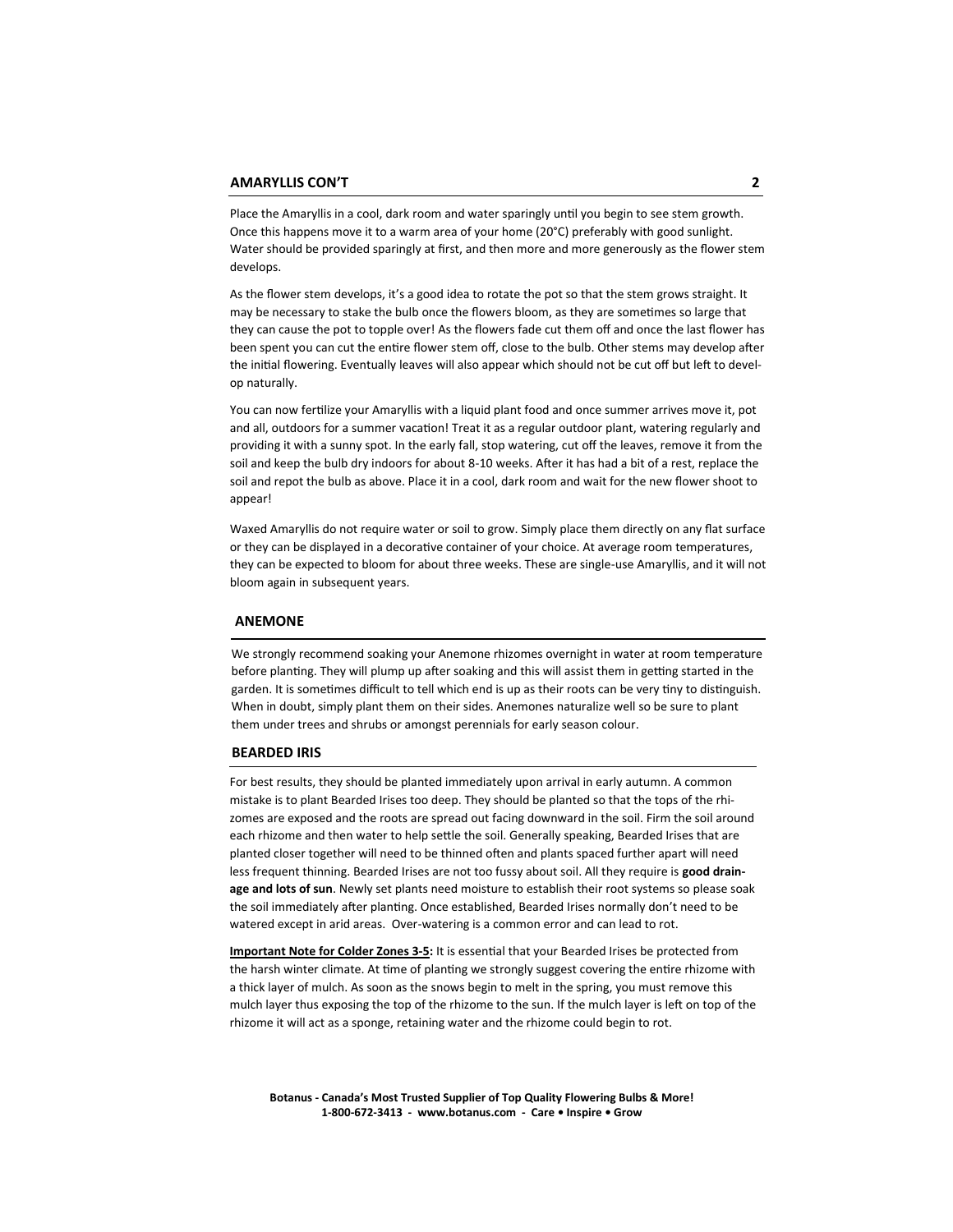## AMARYLLIS CON'T

Place the Amaryllis in a cool, dark room and water sparingly until you begin to see stem growth. Once this happens move it to a warm area of your home (20°C) preferably with good sunlight. Water should be provided sparingly at first, and then more and more generously as the flower stem develops.

As the flower stem develops, it's a good idea to rotate the pot so that the stem grows straight. It may be necessary to stake the bulb once the flowers bloom, as they are sometimes so large that they can cause the pot to topple over! As the flowers fade cut them off and once the last flower has been spent you can cut the entire flower stem off, close to the bulb. Other stems may develop after the initial flowering. Eventually leaves will also appear which should not be cut off but left to develop naturally.

You can now fertilize your Amaryllis with a liquid plant food and once summer arrives move it, pot and all, outdoors for a summer vacation! Treat it as a regular outdoor plant, watering regularly and providing it with a sunny spot. In the early fall, stop watering, cut off the leaves, remove it from the soil and keep the bulb dry indoors for about 8-10 weeks. After it has had a bit of a rest, replace the soil and repot the bulb as above. Place it in a cool, dark room and wait for the new flower shoot to appear!

Waxed Amaryllis do not require water or soil to grow. Simply place them directly on any flat surface or they can be displayed in a decorative container of your choice. At average room temperatures, they can be expected to bloom for about three weeks. These are single-use Amaryllis, and it will not bloom again in subsequent years.

## ANEMONE

We strongly recommend soaking your Anemone rhizomes overnight in water at room temperature before planting. They will plump up after soaking and this will assist them in getting started in the garden. It is sometimes difficult to tell which end is up as their roots can be very tiny to distinguish. When in doubt, simply plant them on their sides. Anemones naturalize well so be sure to plant them under trees and shrubs or amongst perennials for early season colour.

## BEARDED IRIS

For best results, they should be planted immediately upon arrival in early autumn. A common mistake is to plant Bearded Irises too deep. They should be planted so that the tops of the rhizomes are exposed and the roots are spread out facing downward in the soil. Firm the soil around each rhizome and then water to help settle the soil. Generally speaking, Bearded Irises that are planted closer together will need to be thinned often and plants spaced further apart will need less frequent thinning. Bearded Irises are not too fussy about soil. All they require is **good drainage and lots of sun**. Newly set plants need moisture to establish their root systems so please soak the soil immediately after planting. Once established, Bearded Irises normally don't need to be watered except in arid areas. Over-watering is a common error and can lead to rot.

**Important Note for Colder Zones 3-5:** It is essential that your Bearded Irises be protected from the harsh winter climate. At time of planting we strongly suggest covering the entire rhizome with a thick layer of mulch. As soon as the snows begin to melt in the spring, you must remove this mulch layer thus exposing the top of the rhizome to the sun. If the mulch layer is left on top of the rhizome it will act as a sponge, retaining water and the rhizome could begin to rot.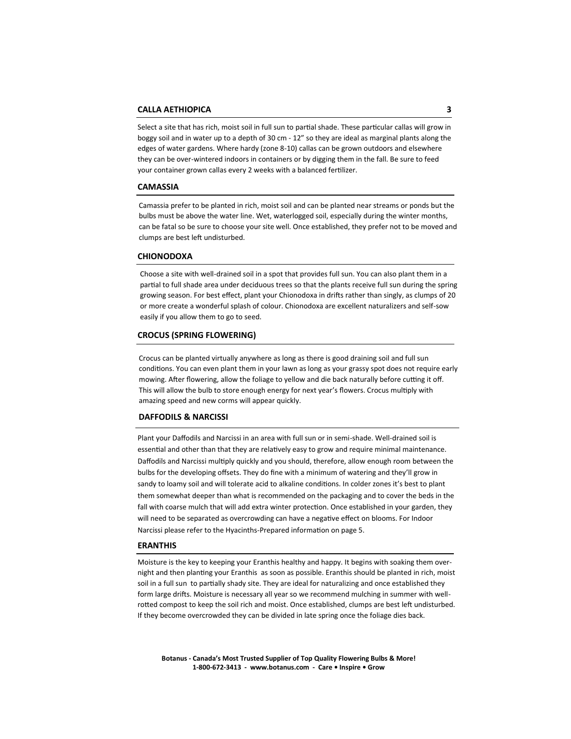## CALLA AETHIOPICA

Select a site that has rich, moist soil in full sun to partial shade. These particular callas will grow in boggy soil and in water up to a depth of 30 cm - 12" so they are ideal as marginal plants along the edges of water gardens. Where hardy (zone 8-10) callas can be grown outdoors and elsewhere they can be over-wintered indoors in containers or by digging them in the fall. Be sure to feed your container grown callas every 2 weeks with a balanced fertilizer.

## CAMASSIA

Camassia prefer to be planted in rich, moist soil and can be planted near streams or ponds but the bulbs must be above the water line. Wet, waterlogged soil, especially during the winter months, can be fatal so be sure to choose your site well. Once established, they prefer not to be moved and clumps are best left undisturbed.

## CHIONODOXA

Choose a site with well-drained soil in a spot that provides full sun. You can also plant them in a partial to full shade area under deciduous trees so that the plants receive full sun during the spring growing season. For best effect, plant your Chionodoxa in drifts rather than singly, as clumps of 20 or more create a wonderful splash of colour. Chionodoxa are excellent naturalizers and self-sow easily if you allow them to go to seed.

## CROCUS (SPRING FLOWERING)

Crocus can be planted virtually anywhere as long as there is good draining soil and full sun conditions. You can even plant them in your lawn as long as your grassy spot does not require early mowing. After flowering, allow the foliage to yellow and die back naturally before cutting it off. This will allow the bulb to store enough energy for next year's flowers. Crocus multiply with amazing speed and new corms will appear quickly.

## DAFFODILS & NARCISSI

Plant your Daffodils and Narcissi in an area with full sun or in semi-shade. Well-drained soil is essential and other than that they are relatively easy to grow and require minimal maintenance. Daffodils and Narcissi multiply quickly and you should, therefore, allow enough room between the bulbs for the developing offsets. They do fine with a minimum of watering and they'll grow in sandy to loamy soil and will tolerate acid to alkaline conditions. In colder zones it's best to plant them somewhat deeper than what is recommended on the packaging and to cover the beds in the fall with coarse mulch that will add extra winter protection. Once established in your garden, they will need to be separated as overcrowding can have a negative effect on blooms. For Indoor Narcissi please refer to the Hyacinths-Prepared information on page 5.

## ERANTHIS

Moisture is the key to keeping your Eranthis healthy and happy. It begins with soaking them overnight and then planting your Eranthis as soon as possible. Eranthis should be planted in rich, moist soil in a full sun to partially shady site. They are ideal for naturalizing and once established they form large drifts. Moisture is necessary all year so we recommend mulching in summer with well-rotted compost to keep the soil rich and moist. Once established, clumps are best left undisturbed. If they become overcrowded they can be divided in late spring once the foliage dies back.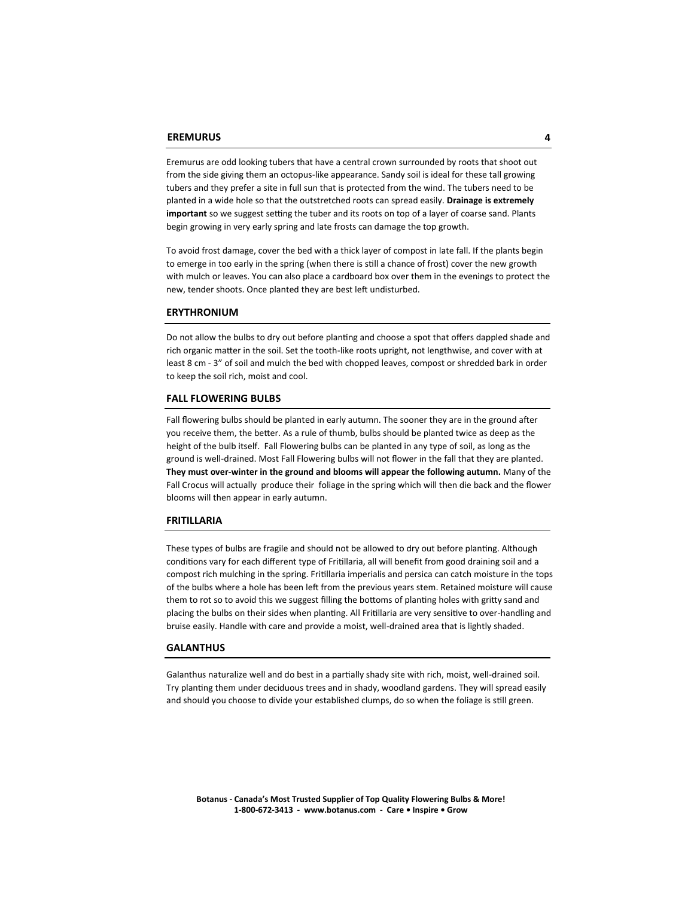## EREMURUS

Eremurus are odd looking tubers that have a central crown surrounded by roots that shoot out from the side giving them an octopus-like appearance. Sandy soil is ideal for these tall growing tubers and they prefer a site in full sun that is protected from the wind. The tubers need to be planted in a wide hole so that the outstretched roots can spread easily. **Drainage is extremely important** so we suggest setting the tuber and its roots on top of a layer of coarse sand. Plants begin growing in very early spring and late frosts can damage the top growth.

To avoid frost damage, cover the bed with a thick layer of compost in late fall. If the plants begin to emerge in too early in the spring (when there is still a chance of frost) cover the new growth with mulch or leaves. You can also place a cardboard box over them in the evenings to protect the new, tender shoots. Once planted they are best left undisturbed.

## ERYTHRONIUM

Do not allow the bulbs to dry out before planting and choose a spot that offers dappled shade and rich organic matter in the soil. Set the tooth-like roots upright, not lengthwise, and cover with at least 8 cm - 3" of soil and mulch the bed with chopped leaves, compost or shredded bark in order to keep the soil rich, moist and cool.

## FALL FLOWERING BULBS

Fall flowering bulbs should be planted in early autumn. The sooner they are in the ground after you receive them, the better. As a rule of thumb, bulbs should be planted twice as deep as the height of the bulb itself. Fall Flowering bulbs can be planted in any type of soil, as long as the ground is well-drained. Most Fall Flowering bulbs will not flower in the fall that they are planted. **They must over-winter in the ground and blooms will appear the following autumn.** Many of the Fall Crocus will actually produce their foliage in the spring which will then die back and the flower blooms will then appear in early autumn.

## FRITILLARIA

These types of bulbs are fragile and should not be allowed to dry out before planting. Although conditions vary for each different type of Fritillaria, all will benefit from good draining soil and a compost rich mulching in the spring. Fritillaria imperialis and persica can catch moisture in the tops of the bulbs where a hole has been left from the previous years stem. Retained moisture will cause them to rot so to avoid this we suggest filling the bottoms of planting holes with gritty sand and placing the bulbs on their sides when planting. All Fritillaria are very sensitive to over-handling and bruise easily. Handle with care and provide a moist, well-drained area that is lightly shaded.

## GALANTHUS

Galanthus naturalize well and do best in a partially shady site with rich, moist, well-drained soil. Try planting them under deciduous trees and in shady, woodland gardens. They will spread easily and should you choose to divide your established clumps, do so when the foliage is still green.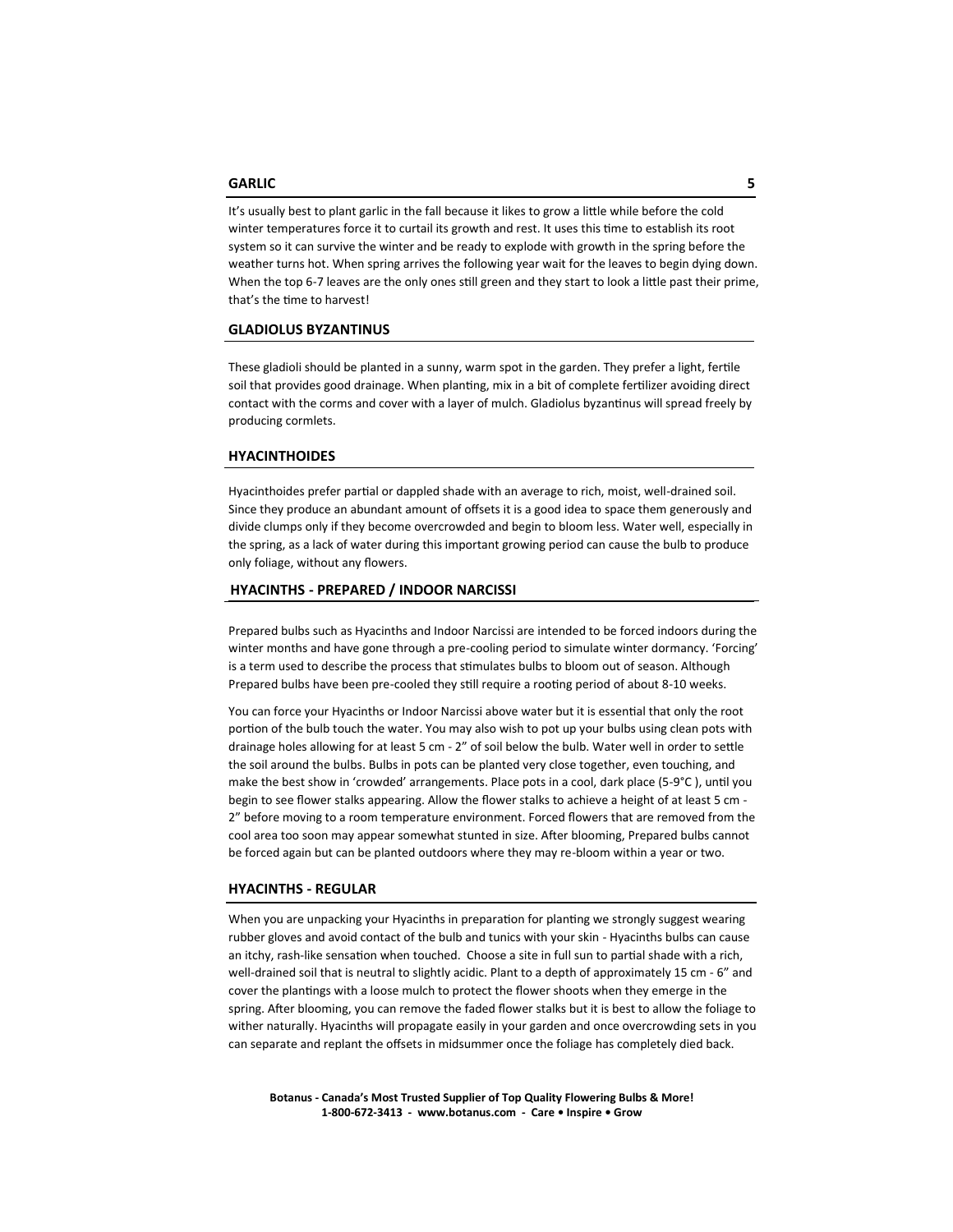## GARLIC

It's usually best to plant garlic in the fall because it likes to grow a little while before the cold winter temperatures force it to curtail its growth and rest. It uses this time to establish its root system so it can survive the winter and be ready to explode with growth in the spring before the weather turns hot. When spring arrives the following year wait for the leaves to begin dying down. When the top 6-7 leaves are the only ones still green and they start to look a little past their prime, that's the time to harvest!

## GLADIOLUS BYZANTINUS

These gladioli should be planted in a sunny, warm spot in the garden. They prefer a light, fertile soil that provides good drainage. When planting, mix in a bit of complete fertilizer avoiding direct contact with the corms and cover with a layer of mulch. Gladiolus byzantinus will spread freely by producing cormlets.

## HYACINTHOIDES

Hyacinthoides prefer partial or dappled shade with an average to rich, moist, well-drained soil. Since they produce an abundant amount of offsets it is a good idea to space them generously and divide clumps only if they become overcrowded and begin to bloom less. Water well, especially in the spring, as a lack of water during this important growing period can cause the bulb to produce only foliage, without any flowers.

## HYACINTHS - PREPARED / INDOOR NARCISSI

Prepared bulbs such as Hyacinths and Indoor Narcissi are intended to be forced indoors during the winter months and have gone through a pre-cooling period to simulate winter dormancy. 'Forcing' is a term used to describe the process that stimulates bulbs to bloom out of season. Although Prepared bulbs have been pre-cooled they still require a rooting period of about 8-10 weeks.

You can force your Hyacinths or Indoor Narcissi above water but it is essential that only the root portion of the bulb touch the water. You may also wish to pot up your bulbs using clean pots with drainage holes allowing for at least 5 cm - 2" of soil below the bulb. Water well in order to settle the soil around the bulbs. Bulbs in pots can be planted very close together, even touching, and make the best show in 'crowded' arrangements. Place pots in a cool, dark place (5-9°C ), until you begin to see flower stalks appearing. Allow the flower stalks to achieve a height of at least 5 cm - 2" before moving to a room temperature environment. Forced flowers that are removed from the cool area too soon may appear somewhat stunted in size. After blooming, Prepared bulbs cannot be forced again but can be planted outdoors where they may re-bloom within a year or two.

## HYACINTHS - REGULAR

When you are unpacking your Hyacinths in preparation for planting we strongly suggest wearing rubber gloves and avoid contact of the bulb and tunics with your skin - Hyacinths bulbs can cause an itchy, rash-like sensation when touched. Choose a site in full sun to partial shade with a rich, well-drained soil that is neutral to slightly acidic. Plant to a depth of approximately 15 cm - 6" and cover the plantings with a loose mulch to protect the flower shoots when they emerge in the spring. After blooming, you can remove the faded flower stalks but it is best to allow the foliage to wither naturally. Hyacinths will propagate easily in your garden and once overcrowding sets in you can separate and replant the offsets in midsummer once the foliage has completely died back.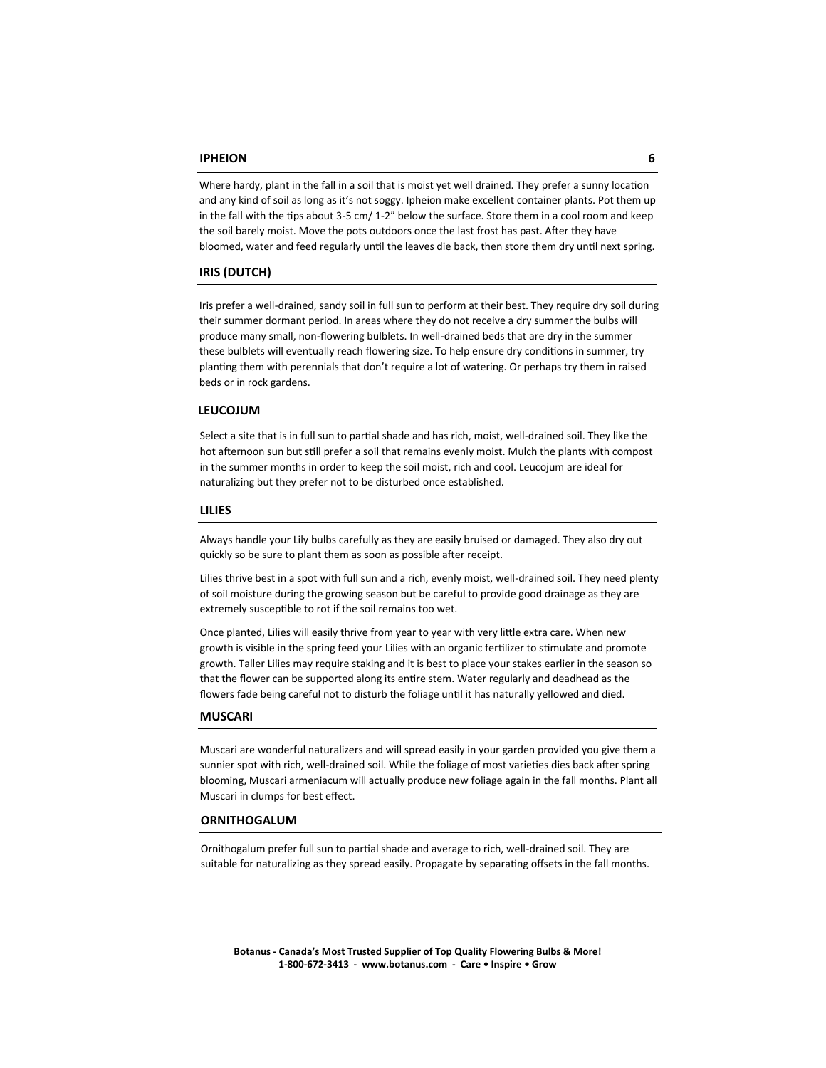## IPHEION

Where hardy, plant in the fall in a soil that is moist yet well drained. They prefer a sunny location and any kind of soil as long as it's not soggy. Ipheion make excellent container plants. Pot them up in the fall with the tips about 3-5 cm/ 1-2" below the surface. Store them in a cool room and keep the soil barely moist. Move the pots outdoors once the last frost has past. After they have bloomed, water and feed regularly until the leaves die back, then store them dry until next spring.

## IRIS (DUTCH)

Iris prefer a well-drained, sandy soil in full sun to perform at their best. They require dry soil during their summer dormant period. In areas where they do not receive a dry summer the bulbs will produce many small, non-flowering bulblets. In well-drained beds that are dry in the summer these bulblets will eventually reach flowering size. To help ensure dry conditions in summer, try planting them with perennials that don't require a lot of watering. Or perhaps try them in raised beds or in rock gardens.

## LEUCOJUM

Select a site that is in full sun to partial shade and has rich, moist, well-drained soil. They like the hot afternoon sun but still prefer a soil that remains evenly moist. Mulch the plants with compost in the summer months in order to keep the soil moist, rich and cool. Leucojum are ideal for naturalizing but they prefer not to be disturbed once established.

## LILIES

Always handle your Lily bulbs carefully as they are easily bruised or damaged. They also dry out quickly so be sure to plant them as soon as possible after receipt.

Lilies thrive best in a spot with full sun and a rich, evenly moist, well-drained soil. They need plenty of soil moisture during the growing season but be careful to provide good drainage as they are extremely susceptible to rot if the soil remains too wet.

Once planted, Lilies will easily thrive from year to year with very little extra care. When new growth is visible in the spring feed your Lilies with an organic fertilizer to stimulate and promote growth. Taller Lilies may require staking and it is best to place your stakes earlier in the season so that the flower can be supported along its entire stem. Water regularly and deadhead as the flowers fade being careful not to disturb the foliage until it has naturally yellowed and died.

## MUSCARI

Muscari are wonderful naturalizers and will spread easily in your garden provided you give them a sunnier spot with rich, well-drained soil. While the foliage of most varieties dies back after spring blooming, Muscari armeniacum will actually produce new foliage again in the fall months. Plant all Muscari in clumps for best effect.

## ORNITHOGALUM

Ornithogalum prefer full sun to partial shade and average to rich, well-drained soil. They are suitable for naturalizing as they spread easily. Propagate by separating offsets in the fall months.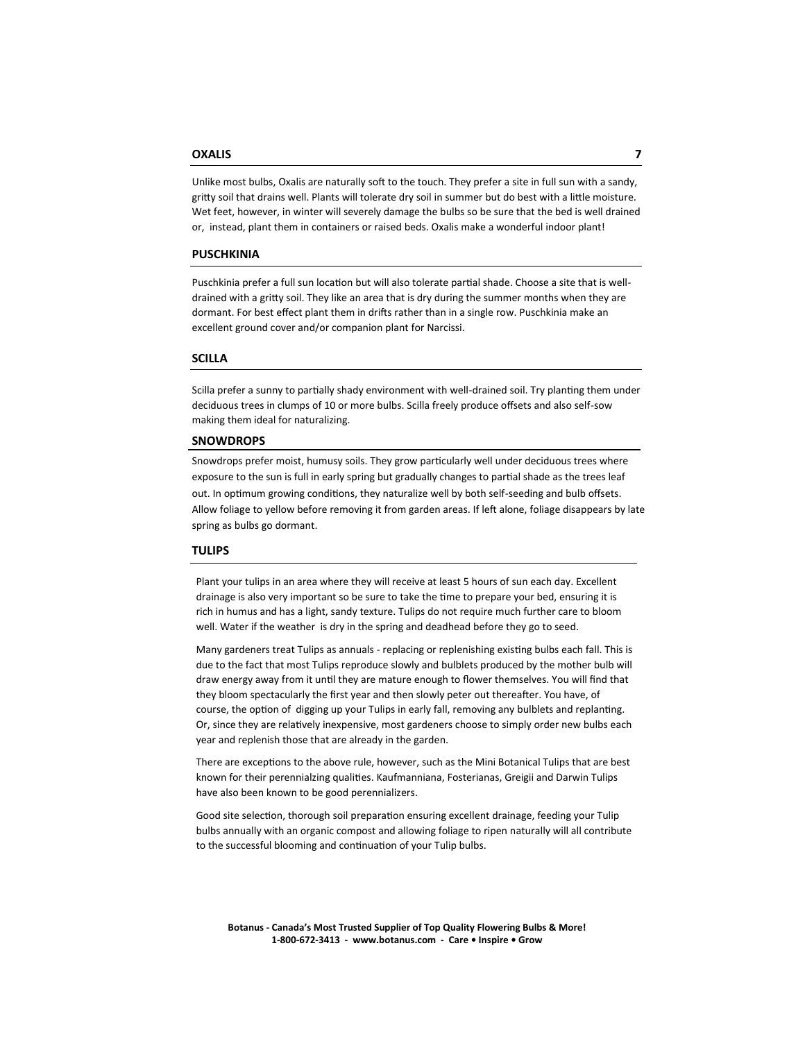## OXALIS

Unlike most bulbs, Oxalis are naturally soft to the touch. They prefer a site in full sun with a sandy, gritty soil that drains well. Plants will tolerate dry soil in summer but do best with a little moisture. Wet feet, however, in winter will severely damage the bulbs so be sure that the bed is well drained or, instead, plant them in containers or raised beds. Oxalis make a wonderful indoor plant!

## PUSCHKINIA

Puschkinia prefer a full sun location but will also tolerate partial shade. Choose a site that is well-drained with a gritty soil. They like an area that is dry during the summer months when they are dormant. For best effect plant them in drifts rather than in a single row. Puschkinia make an excellent ground cover and/or companion plant for Narcissi.

## SCILLA

Scilla prefer a sunny to partially shady environment with well-drained soil. Try planting them under deciduous trees in clumps of 10 or more bulbs. Scilla freely produce offsets and also self-sow making them ideal for naturalizing.

## SNOWDROPS

Snowdrops prefer moist, humusy soils. They grow particularly well under deciduous trees where exposure to the sun is full in early spring but gradually changes to partial shade as the trees leaf out. In optimum growing conditions, they naturalize well by both self-seeding and bulb offsets. Allow foliage to yellow before removing it from garden areas. If left alone, foliage disappears by late spring as bulbs go dormant.

## TULIPS

Plant your tulips in an area where they will receive at least 5 hours of sun each day. Excellent drainage is also very important so be sure to take the time to prepare your bed, ensuring it is rich in humus and has a light, sandy texture. Tulips do not require much further care to bloom well. Water if the weather is dry in the spring and deadhead before they go to seed.

Many gardeners treat Tulips as annuals - replacing or replenishing existing bulbs each fall. This is due to the fact that most Tulips reproduce slowly and bulblets produced by the mother bulb will draw energy away from it until they are mature enough to flower themselves. You will find that they bloom spectacularly the first year and then slowly peter out thereafter. You have, of course, the option of digging up your Tulips in early fall, removing any bulblets and replanting. Or, since they are relatively inexpensive, most gardeners choose to simply order new bulbs each year and replenish those that are already in the garden.

There are exceptions to the above rule, however, such as the Mini Botanical Tulips that are best known for their perennialzing qualities. Kaufmanniana, Fosterianas, Greigii and Darwin Tulips have also been known to be good perennializers.

Good site selection, thorough soil preparation ensuring excellent drainage, feeding your Tulip bulbs annually with an organic compost and allowing foliage to ripen naturally will all contribute to the successful blooming and continuation of your Tulip bulbs.

**Botanus - Canada's Most Trusted Supplier of Top Quality Flowering Bulbs & More!**
**1-800-672-3413 - www.botanus.com - Care • Inspire • Grow**